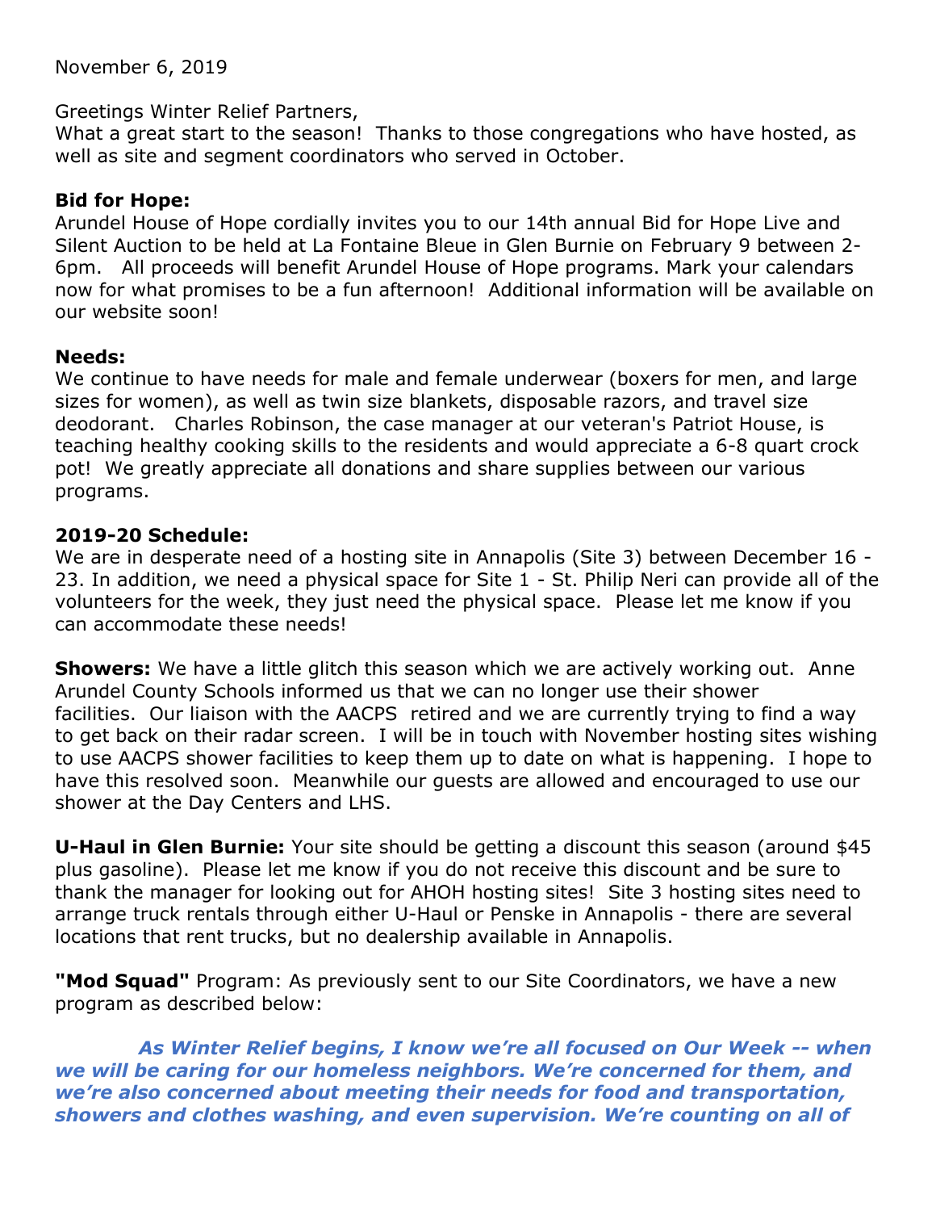November 6, 2019

Greetings Winter Relief Partners,
What a great start to the season! Thanks to those congregations who have hosted, as well as site and segment coordinators who served in October.

**Bid for Hope:**
Arundel House of Hope cordially invites you to our 14th annual Bid for Hope Live and Silent Auction to be held at La Fontaine Bleue in Glen Burnie on February 9 between 2-6pm. All proceeds will benefit Arundel House of Hope programs. Mark your calendars now for what promises to be a fun afternoon! Additional information will be available on our website soon!

**Needs:**
We continue to have needs for male and female underwear (boxers for men, and large sizes for women), as well as twin size blankets, disposable razors, and travel size deodorant. Charles Robinson, the case manager at our veteran's Patriot House, is teaching healthy cooking skills to the residents and would appreciate a 6-8 quart crock pot! We greatly appreciate all donations and share supplies between our various programs.

**2019-20 Schedule:**
We are in desperate need of a hosting site in Annapolis (Site 3) between December 16 - 23. In addition, we need a physical space for Site 1 - St. Philip Neri can provide all of the volunteers for the week, they just need the physical space. Please let me know if you can accommodate these needs!

**Showers:** We have a little glitch this season which we are actively working out. Anne Arundel County Schools informed us that we can no longer use their shower facilities. Our liaison with the AACPS retired and we are currently trying to find a way to get back on their radar screen. I will be in touch with November hosting sites wishing to use AACPS shower facilities to keep them up to date on what is happening. I hope to have this resolved soon. Meanwhile our guests are allowed and encouraged to use our shower at the Day Centers and LHS.

**U-Haul in Glen Burnie:** Your site should be getting a discount this season (around $45 plus gasoline). Please let me know if you do not receive this discount and be sure to thank the manager for looking out for AHOH hosting sites! Site 3 hosting sites need to arrange truck rentals through either U-Haul or Penske in Annapolis - there are several locations that rent trucks, but no dealership available in Annapolis.

**"Mod Squad"** Program: As previously sent to our Site Coordinators, we have a new program as described below:

***As Winter Relief begins, I know we're all focused on Our Week -- when we will be caring for our homeless neighbors. We're concerned for them, and we're also concerned about meeting their needs for food and transportation, showers and clothes washing, and even supervision. We're counting on all of***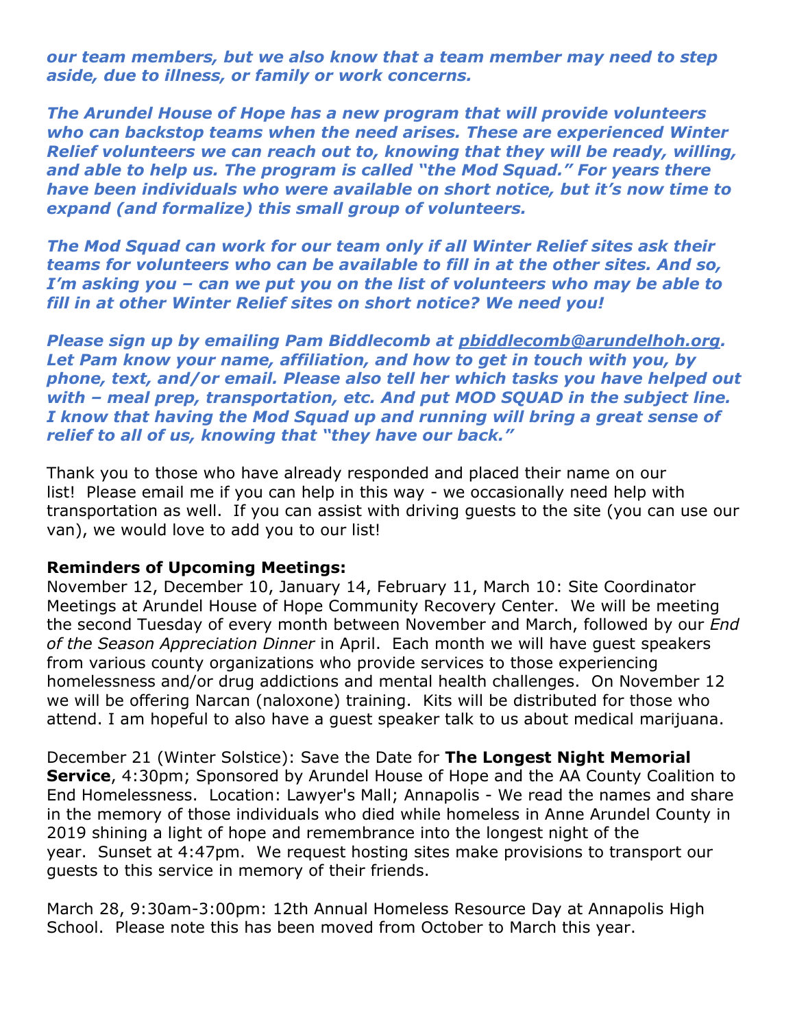***our team members, but we also know that a team member may need to step aside, due to illness, or family or work concerns.***

***The Arundel House of Hope has a new program that will provide volunteers who can backstop teams when the need arises. These are experienced Winter Relief volunteers we can reach out to, knowing that they will be ready, willing, and able to help us. The program is called "the Mod Squad." For years there have been individuals who were available on short notice, but it's now time to expand (and formalize) this small group of volunteers.***

***The Mod Squad can work for our team only if all Winter Relief sites ask their teams for volunteers who can be available to fill in at the other sites. And so, I'm asking you – can we put you on the list of volunteers who may be able to fill in at other Winter Relief sites on short notice? We need you!***

***Please sign up by emailing Pam Biddlecomb at pbiddlecomb@arundelhoh.org. Let Pam know your name, affiliation, and how to get in touch with you, by phone, text, and/or email. Please also tell her which tasks you have helped out with – meal prep, transportation, etc. And put MOD SQUAD in the subject line. I know that having the Mod Squad up and running will bring a great sense of relief to all of us, knowing that "they have our back."***

Thank you to those who have already responded and placed their name on our list! Please email me if you can help in this way - we occasionally need help with transportation as well. If you can assist with driving guests to the site (you can use our van), we would love to add you to our list!

**Reminders of Upcoming Meetings:**

November 12, December 10, January 14, February 11, March 10: Site Coordinator Meetings at Arundel House of Hope Community Recovery Center. We will be meeting the second Tuesday of every month between November and March, followed by our *End of the Season Appreciation Dinner* in April. Each month we will have guest speakers from various county organizations who provide services to those experiencing homelessness and/or drug addictions and mental health challenges. On November 12 we will be offering Narcan (naloxone) training. Kits will be distributed for those who attend. I am hopeful to also have a guest speaker talk to us about medical marijuana.

December 21 (Winter Solstice): Save the Date for **The Longest Night Memorial Service**, 4:30pm; Sponsored by Arundel House of Hope and the AA County Coalition to End Homelessness. Location: Lawyer's Mall; Annapolis - We read the names and share in the memory of those individuals who died while homeless in Anne Arundel County in 2019 shining a light of hope and remembrance into the longest night of the year. Sunset at 4:47pm. We request hosting sites make provisions to transport our guests to this service in memory of their friends.

March 28, 9:30am-3:00pm: 12th Annual Homeless Resource Day at Annapolis High School. Please note this has been moved from October to March this year.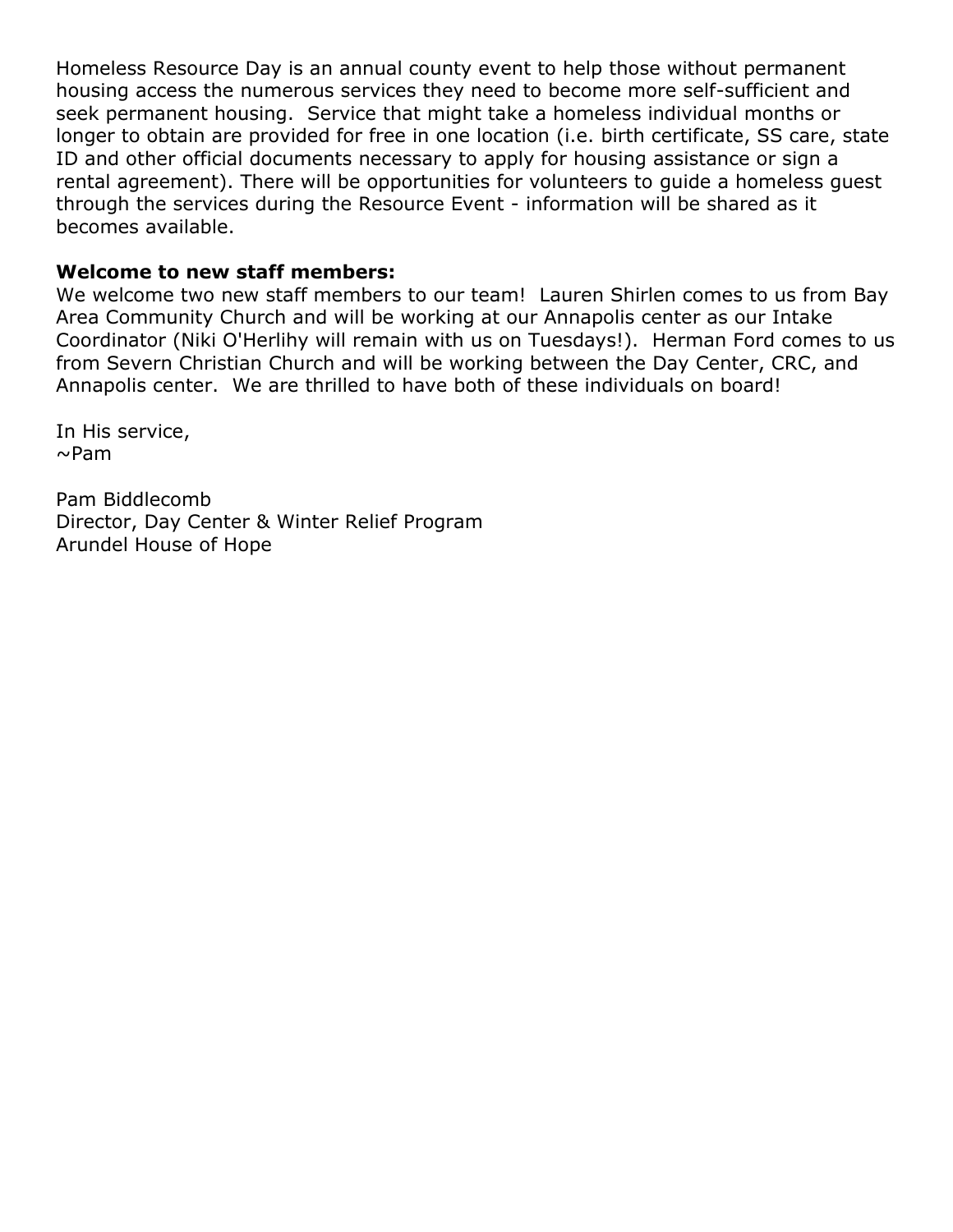Homeless Resource Day is an annual county event to help those without permanent housing access the numerous services they need to become more self-sufficient and seek permanent housing. Service that might take a homeless individual months or longer to obtain are provided for free in one location (i.e. birth certificate, SS care, state ID and other official documents necessary to apply for housing assistance or sign a rental agreement). There will be opportunities for volunteers to guide a homeless guest through the services during the Resource Event - information will be shared as it becomes available.

**Welcome to new staff members:**

We welcome two new staff members to our team! Lauren Shirlen comes to us from Bay Area Community Church and will be working at our Annapolis center as our Intake Coordinator (Niki O'Herlihy will remain with us on Tuesdays!). Herman Ford comes to us from Severn Christian Church and will be working between the Day Center, CRC, and Annapolis center. We are thrilled to have both of these individuals on board!

In His service,
~Pam

Pam Biddlecomb
Director, Day Center & Winter Relief Program
Arundel House of Hope